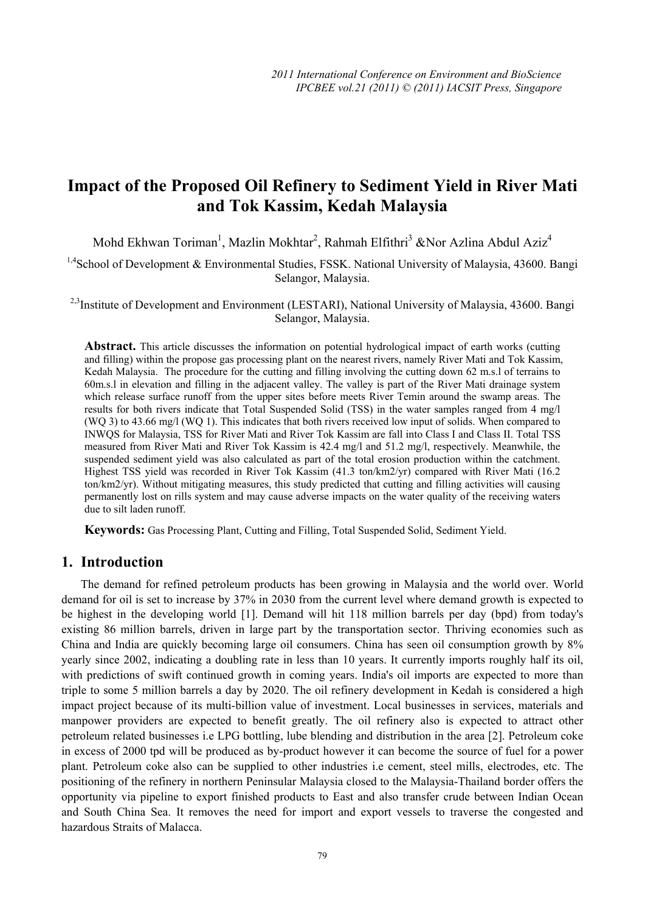# Impact of the Proposed Oil Refinery to Sediment Yield in River Mati and Tok Kassim, Kedah Malaysia

Mohd Ekhwan Toriman[1], Mazlin Mokhtar[2], Rahmah Elfithri[3] &Nor Azlina Abdul Aziz[4]

[1,4]School of Development & Environmental Studies, FSSK. National University of Malaysia, 43600. Bangi Selangor, Malaysia.

[2,3]Institute of Development and Environment (LESTARI), National University of Malaysia, 43600. Bangi Selangor, Malaysia.

**Abstract.** This article discusses the information on potential hydrological impact of earth works (cutting and filling) within the propose gas processing plant on the nearest rivers, namely River Mati and Tok Kassim, Kedah Malaysia. The procedure for the cutting and filling involving the cutting down 62 m.s.l of terrains to 60m.s.l in elevation and filling in the adjacent valley. The valley is part of the River Mati drainage system which release surface runoff from the upper sites before meets River Temin around the swamp areas. The results for both rivers indicate that Total Suspended Solid (TSS) in the water samples ranged from 4 mg/l (WQ 3) to 43.66 mg/l (WQ 1). This indicates that both rivers received low input of solids. When compared to INWQS for Malaysia, TSS for River Mati and River Tok Kassim are fall into Class I and Class II. Total TSS measured from River Mati and River Tok Kassim is 42.4 mg/l and 51.2 mg/l, respectively. Meanwhile, the suspended sediment yield was also calculated as part of the total erosion production within the catchment. Highest TSS yield was recorded in River Tok Kassim (41.3 ton/km2/yr) compared with River Mati (16.2 ton/km2/yr). Without mitigating measures, this study predicted that cutting and filling activities will causing permanently lost on rills system and may cause adverse impacts on the water quality of the receiving waters due to silt laden runoff.

**Keywords:** Gas Processing Plant, Cutting and Filling, Total Suspended Solid, Sediment Yield.

## 1. Introduction

The demand for refined petroleum products has been growing in Malaysia and the world over. World demand for oil is set to increase by 37% in 2030 from the current level where demand growth is expected to be highest in the developing world [1]. Demand will hit 118 million barrels per day (bpd) from today's existing 86 million barrels, driven in large part by the transportation sector. Thriving economies such as China and India are quickly becoming large oil consumers. China has seen oil consumption growth by 8% yearly since 2002, indicating a doubling rate in less than 10 years. It currently imports roughly half its oil, with predictions of swift continued growth in coming years. India's oil imports are expected to more than triple to some 5 million barrels a day by 2020. The oil refinery development in Kedah is considered a high impact project because of its multi-billion value of investment. Local businesses in services, materials and manpower providers are expected to benefit greatly. The oil refinery also is expected to attract other petroleum related businesses i.e LPG bottling, lube blending and distribution in the area [2]. Petroleum coke in excess of 2000 tpd will be produced as by-product however it can become the source of fuel for a power plant. Petroleum coke also can be supplied to other industries i.e cement, steel mills, electrodes, etc. The positioning of the refinery in northern Peninsular Malaysia closed to the Malaysia-Thailand border offers the opportunity via pipeline to export finished products to East and also transfer crude between Indian Ocean and South China Sea. It removes the need for import and export vessels to traverse the congested and hazardous Straits of Malacca.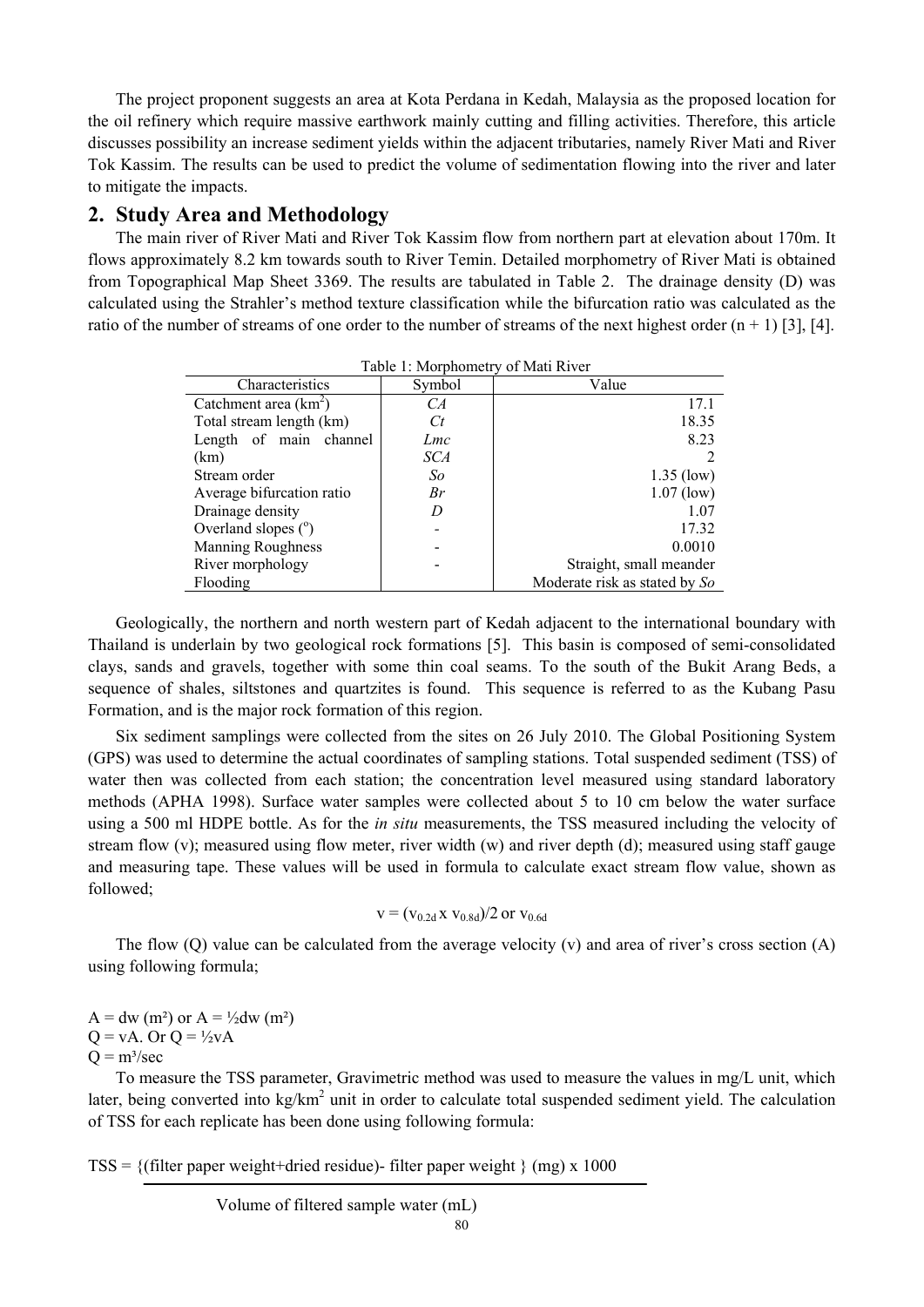The project proponent suggests an area at Kota Perdana in Kedah, Malaysia as the proposed location for the oil refinery which require massive earthwork mainly cutting and filling activities. Therefore, this article discusses possibility an increase sediment yields within the adjacent tributaries, namely River Mati and River Tok Kassim. The results can be used to predict the volume of sedimentation flowing into the river and later to mitigate the impacts.

## 2. Study Area and Methodology

The main river of River Mati and River Tok Kassim flow from northern part at elevation about 170m. It flows approximately 8.2 km towards south to River Temin. Detailed morphometry of River Mati is obtained from Topographical Map Sheet 3369. The results are tabulated in Table 2. The drainage density (D) was calculated using the Strahler's method texture classification while the bifurcation ratio was calculated as the ratio of the number of streams of one order to the number of streams of the next highest order (n + 1) [3], [4].

Table 1: Morphometry of Mati River

| Characteristics | Symbol | Value |
|---|---|---|
| Catchment area (km$^2$) | *CA* | 17.1 |
| Total stream length (km) | *Ct* | 18.35 |
| Length of main channel (km) | *Lmc* <br> *SCA* | 8.23 <br> 2 |
| Stream order | *So* | 1.35 (low) |
| Average bifurcation ratio | *Br* | 1.07 (low) |
| Drainage density | *D* | 1.07 |
| Overland slopes ($^o$) | - | 17.32 |
| Manning Roughness | - | 0.0010 |
| River morphology | - | Straight, small meander |
| Flooding | | Moderate risk as stated by *So* |

Geologically, the northern and north western part of Kedah adjacent to the international boundary with Thailand is underlain by two geological rock formations [5]. This basin is composed of semi-consolidated clays, sands and gravels, together with some thin coal seams. To the south of the Bukit Arang Beds, a sequence of shales, siltstones and quartzites is found. This sequence is referred to as the Kubang Pasu Formation, and is the major rock formation of this region.

Six sediment samplings were collected from the sites on 26 July 2010. The Global Positioning System (GPS) was used to determine the actual coordinates of sampling stations. Total suspended sediment (TSS) of water then was collected from each station; the concentration level measured using standard laboratory methods (APHA 1998). Surface water samples were collected about 5 to 10 cm below the water surface using a 500 ml HDPE bottle. As for the *in situ* measurements, the TSS measured including the velocity of stream flow (v); measured using flow meter, river width (w) and river depth (d); measured using staff gauge and measuring tape. These values will be used in formula to calculate exact stream flow value, shown as followed;

$$v = (v_{0.2d} \times v_{0.8d})/2 \text{ or } v_{0.6d}$$

The flow (Q) value can be calculated from the average velocity (v) and area of river's cross section (A) using following formula;

$A = dw$ (m²) or $A = \frac{1}{2}dw$ (m²)
$Q = vA$. Or $Q = \frac{1}{2}vA$
$Q = $ m³/sec

To measure the TSS parameter, Gravimetric method was used to measure the values in mg/L unit, which later, being converted into kg/km$^2$ unit in order to calculate total suspended sediment yield. The calculation of TSS for each replicate has been done using following formula:

$$TSS = \frac{\{(\text{filter paper weight+dried residue}) - \text{filter paper weight}\}\ (\text{mg}) \times 1000}{\text{Volume of filtered sample water (mL)}}$$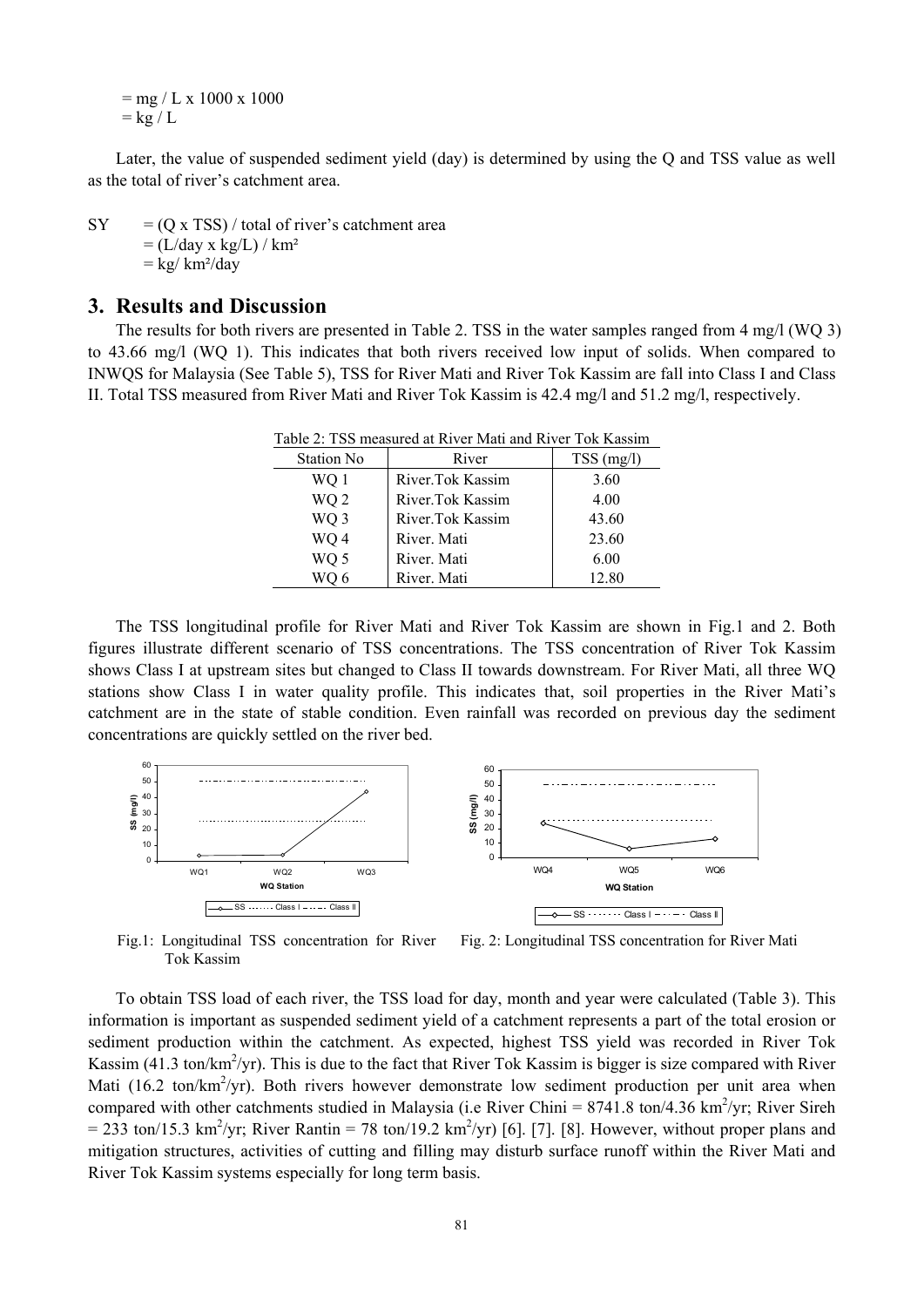= mg / L x 1000 x 1000
= kg / L

Later, the value of suspended sediment yield (day) is determined by using the Q and TSS value as well as the total of river's catchment area.

SY = (Q x TSS) / total of river's catchment area
= (L/day x kg/L) / km²
= kg/ km²/day

## 3. Results and Discussion

The results for both rivers are presented in Table 2. TSS in the water samples ranged from 4 mg/l (WQ 3) to 43.66 mg/l (WQ 1). This indicates that both rivers received low input of solids. When compared to INWQS for Malaysia (See Table 5), TSS for River Mati and River Tok Kassim are fall into Class I and Class II. Total TSS measured from River Mati and River Tok Kassim is 42.4 mg/l and 51.2 mg/l, respectively.

Table 2: TSS measured at River Mati and River Tok Kassim

| Station No | River | TSS (mg/l) |
|---|---|---|
| WQ 1 | River.Tok Kassim | 3.60 |
| WQ 2 | River.Tok Kassim | 4.00 |
| WQ 3 | River.Tok Kassim | 43.60 |
| WQ 4 | River. Mati | 23.60 |
| WQ 5 | River. Mati | 6.00 |
| WQ 6 | River. Mati | 12.80 |

The TSS longitudinal profile for River Mati and River Tok Kassim are shown in Fig.1 and 2. Both figures illustrate different scenario of TSS concentrations. The TSS concentration of River Tok Kassim shows Class I at upstream sites but changed to Class II towards downstream. For River Mati, all three WQ stations show Class I in water quality profile. This indicates that, soil properties in the River Mati's catchment are in the state of stable condition. Even rainfall was recorded on previous day the sediment concentrations are quickly settled on the river bed.

Fig.1: Longitudinal TSS concentration for River Tok Kassim

Fig. 2: Longitudinal TSS concentration for River Mati

To obtain TSS load of each river, the TSS load for day, month and year were calculated (Table 3). This information is important as suspended sediment yield of a catchment represents a part of the total erosion or sediment production within the catchment. As expected, highest TSS yield was recorded in River Tok Kassim (41.3 ton/km$^2$/yr). This is due to the fact that River Tok Kassim is bigger is size compared with River Mati (16.2 ton/km$^2$/yr). Both rivers however demonstrate low sediment production per unit area when compared with other catchments studied in Malaysia (i.e River Chini = 8741.8 ton/4.36 km$^2$/yr; River Sireh = 233 ton/15.3 km$^2$/yr; River Rantin = 78 ton/19.2 km$^2$/yr) [6]. [7]. [8]. However, without proper plans and mitigation structures, activities of cutting and filling may disturb surface runoff within the River Mati and River Tok Kassim systems especially for long term basis.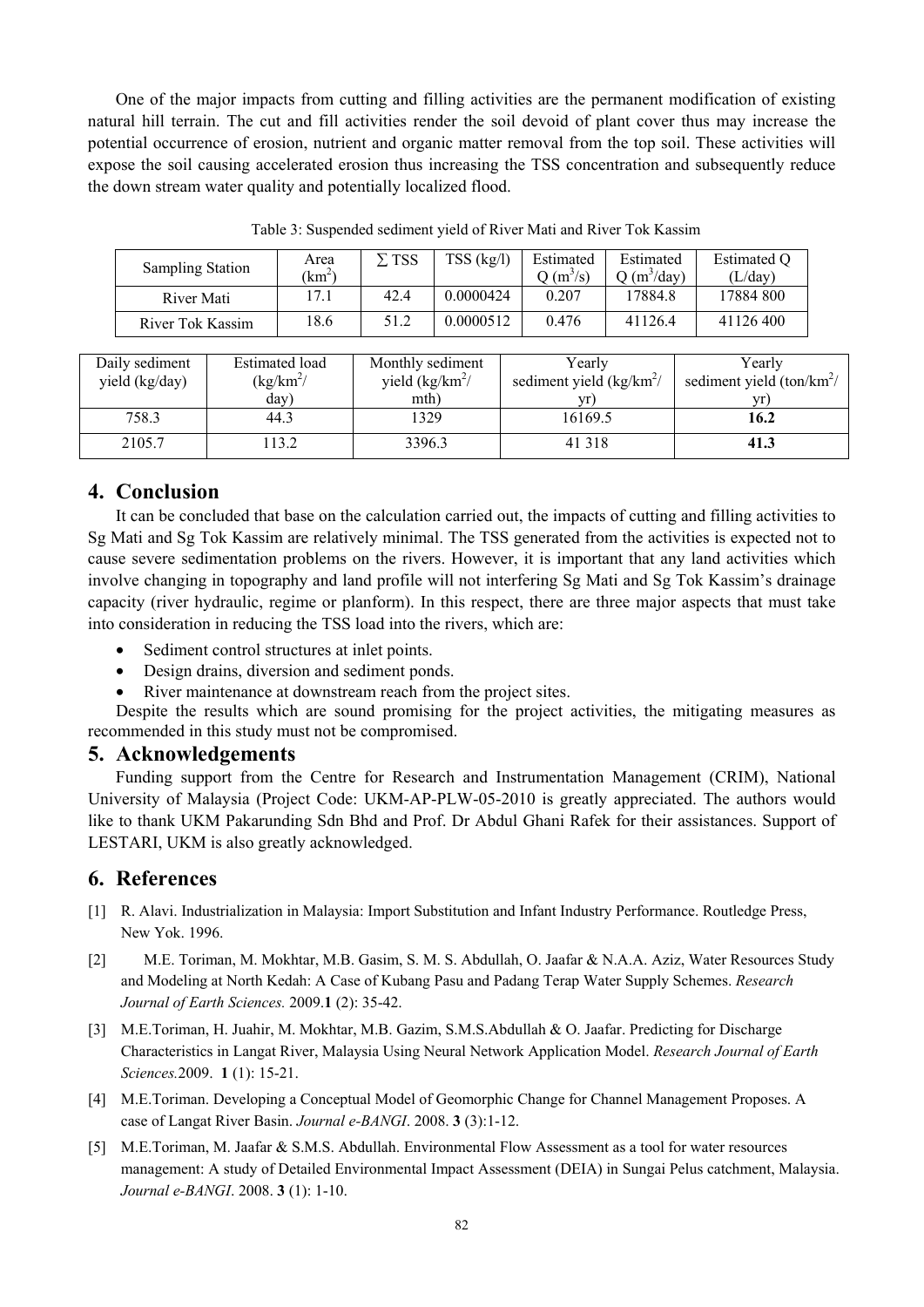One of the major impacts from cutting and filling activities are the permanent modification of existing natural hill terrain. The cut and fill activities render the soil devoid of plant cover thus may increase the potential occurrence of erosion, nutrient and organic matter removal from the top soil. These activities will expose the soil causing accelerated erosion thus increasing the TSS concentration and subsequently reduce the down stream water quality and potentially localized flood.

Table 3: Suspended sediment yield of River Mati and River Tok Kassim

| Sampling Station | Area ($km^2$) | $\sum$ TSS | TSS (kg/l) | Estimated Q ($m^3/s$) | Estimated Q ($m^3/day$) | Estimated Q (L/day) | Daily sediment yield (kg/day) | Estimated load ($kg/km^2$/ day) | Monthly sediment yield ($kg/km^2$/ mth) | Yearly sediment yield ($kg/km^2$/ yr) | Yearly sediment yield ($ton/km^2$/ yr) |
|---|---|---|---|---|---|---|---|---|---|---|---|
| River Mati | 17.1 | 42.4 | 0.0000424 | 0.207 | 17884.8 | 17884 800 | 758.3 | 44.3 | 1329 | 16169.5 | **16.2** |
| River Tok Kassim | 18.6 | 51.2 | 0.0000512 | 0.476 | 41126.4 | 41126 400 | 2105.7 | 113.2 | 3396.3 | 41 318 | **41.3** |

## 4. Conclusion

It can be concluded that base on the calculation carried out, the impacts of cutting and filling activities to Sg Mati and Sg Tok Kassim are relatively minimal. The TSS generated from the activities is expected not to cause severe sedimentation problems on the rivers. However, it is important that any land activities which involve changing in topography and land profile will not interfering Sg Mati and Sg Tok Kassim's drainage capacity (river hydraulic, regime or planform). In this respect, there are three major aspects that must take into consideration in reducing the TSS load into the rivers, which are:

- Sediment control structures at inlet points.
- Design drains, diversion and sediment ponds.
- River maintenance at downstream reach from the project sites.

Despite the results which are sound promising for the project activities, the mitigating measures as recommended in this study must not be compromised.

## 5. Acknowledgements

Funding support from the Centre for Research and Instrumentation Management (CRIM), National University of Malaysia (Project Code: UKM-AP-PLW-05-2010 is greatly appreciated. The authors would like to thank UKM Pakarunding Sdn Bhd and Prof. Dr Abdul Ghani Rafek for their assistances. Support of LESTARI, UKM is also greatly acknowledged.

## 6. References

[1] R. Alavi. Industrialization in Malaysia: Import Substitution and Infant Industry Performance. Routledge Press, New Yok. 1996.

[2] M.E. Toriman, M. Mokhtar, M.B. Gasim, S. M. S. Abdullah, O. Jaafar & N.A.A. Aziz, Water Resources Study and Modeling at North Kedah: A Case of Kubang Pasu and Padang Terap Water Supply Schemes. *Research Journal of Earth Sciences.* 2009.**1** (2): 35-42.

[3] M.E.Toriman, H. Juahir, M. Mokhtar, M.B. Gazim, S.M.S.Abdullah & O. Jaafar. Predicting for Discharge Characteristics in Langat River, Malaysia Using Neural Network Application Model. *Research Journal of Earth Sciences.*2009. **1** (1): 15-21.

[4] M.E.Toriman. Developing a Conceptual Model of Geomorphic Change for Channel Management Proposes. A case of Langat River Basin. *Journal e-BANGI*. 2008. **3** (3):1-12.

[5] M.E.Toriman, M. Jaafar & S.M.S. Abdullah. Environmental Flow Assessment as a tool for water resources management: A study of Detailed Environmental Impact Assessment (DEIA) in Sungai Pelus catchment, Malaysia. *Journal e-BANGI*. 2008. **3** (1): 1-10.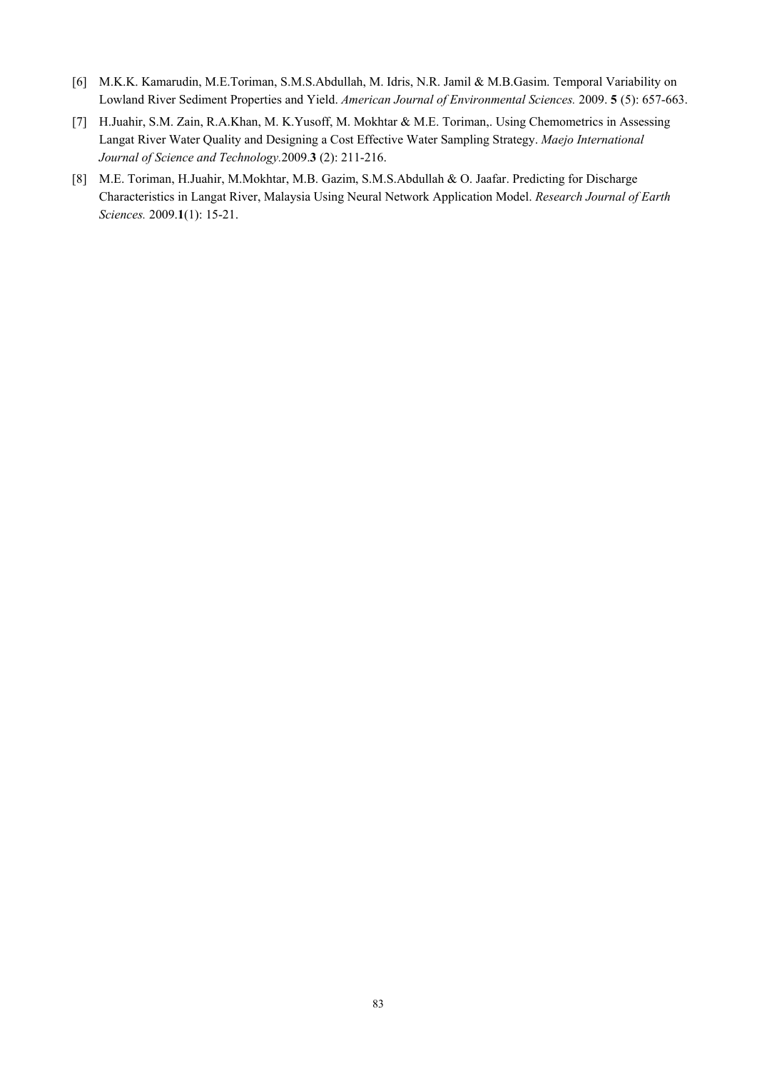[6] M.K.K. Kamarudin, M.E.Toriman, S.M.S.Abdullah, M. Idris, N.R. Jamil & M.B.Gasim. Temporal Variability on Lowland River Sediment Properties and Yield. *American Journal of Environmental Sciences.* 2009. **5** (5): 657-663.

[7] H.Juahir, S.M. Zain, R.A.Khan, M. K.Yusoff, M. Mokhtar & M.E. Toriman,. Using Chemometrics in Assessing Langat River Water Quality and Designing a Cost Effective Water Sampling Strategy. *Maejo International Journal of Science and Technology.*2009.**3** (2): 211-216.

[8] M.E. Toriman, H.Juahir, M.Mokhtar, M.B. Gazim, S.M.S.Abdullah & O. Jaafar. Predicting for Discharge Characteristics in Langat River, Malaysia Using Neural Network Application Model. *Research Journal of Earth Sciences.* 2009.**1**(1): 15-21.